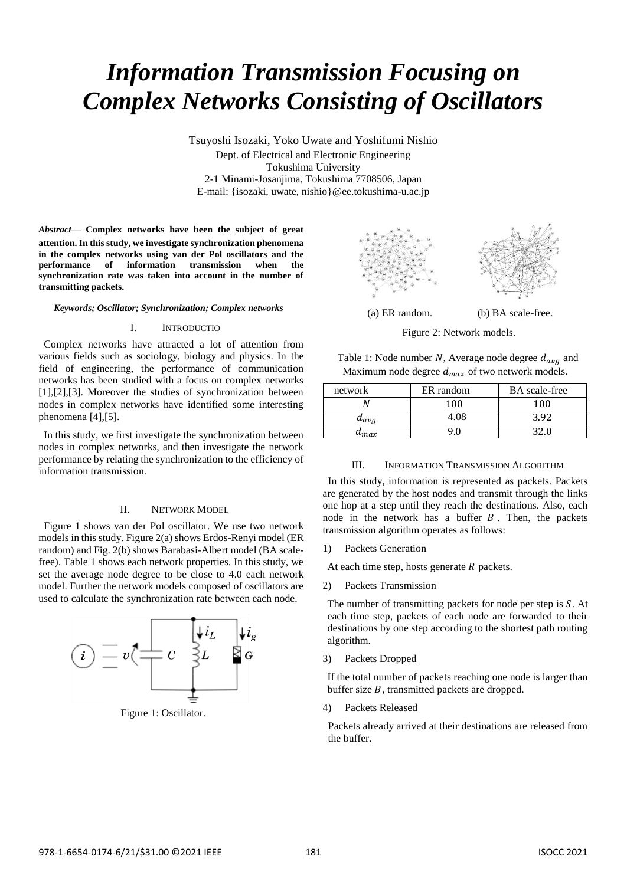# Information Transmission Focusing on Complex Networks Consisting of Oscillators

Tsuyoshi Isozaki, Yoko Uwate and Yoshifumi Nishio

Dept. of Electrical and Electronic Engineering
Tokushima University
2-1 Minami-Josanjima, Tokushima 7708506, Japan
E-mail: {isozaki, uwate, nishio}@ee.tokushima-u.ac.jp

***Abstract*— Complex networks have been the subject of great attention. In this study, we investigate synchronization phenomena in the complex networks using van der Pol oscillators and the performance of information transmission when the synchronization rate was taken into account in the number of transmitting packets.**

***Keywords; Oscillator; Synchronization; Complex networks***

## I. INTRODUCTIO

Complex networks have attracted a lot of attention from various fields such as sociology, biology and physics. In the field of engineering, the performance of communication networks has been studied with a focus on complex networks [1],[2],[3]. Moreover the studies of synchronization between nodes in complex networks have identified some interesting phenomena [4],[5].

In this study, we first investigate the synchronization between nodes in complex networks, and then investigate the network performance by relating the synchronization to the efficiency of information transmission.

## II. NETWORK MODEL

Figure 1 shows van der Pol oscillator. We use two network models in this study. Figure 2(a) shows Erdos-Renyi model (ER random) and Fig. 2(b) shows Barabasi-Albert model (BA scale-free). Table 1 shows each network properties. In this study, we set the average node degree to be close to 4.0 each network model. Further the network models composed of oscillators are used to calculate the synchronization rate between each node.

Figure 1: Oscillator.

(a) ER random. (b) BA scale-free.

Figure 2: Network models.

Table 1: Node number $N$, Average node degree $d_{avg}$ and Maximum node degree $d_{max}$ of two network models.

| network | ER random | BA scale-free |
|---|---|---|
| $N$ | 100 | 100 |
| $d_{avg}$ | 4.08 | 3.92 |
| $d_{max}$ | 9.0 | 32.0 |

## III. INFORMATION TRANSMISSION ALGORITHM

In this study, information is represented as packets. Packets are generated by the host nodes and transmit through the links one hop at a step until they reach the destinations. Also, each node in the network has a buffer $B$. Then, the packets transmission algorithm operates as follows:

1) Packets Generation

At each time step, hosts generate $R$ packets.

2) Packets Transmission

The number of transmitting packets for node per step is $S$. At each time step, packets of each node are forwarded to their destinations by one step according to the shortest path routing algorithm.

3) Packets Dropped

If the total number of packets reaching one node is larger than buffer size $B$, transmitted packets are dropped.

4) Packets Released

Packets already arrived at their destinations are released from the buffer.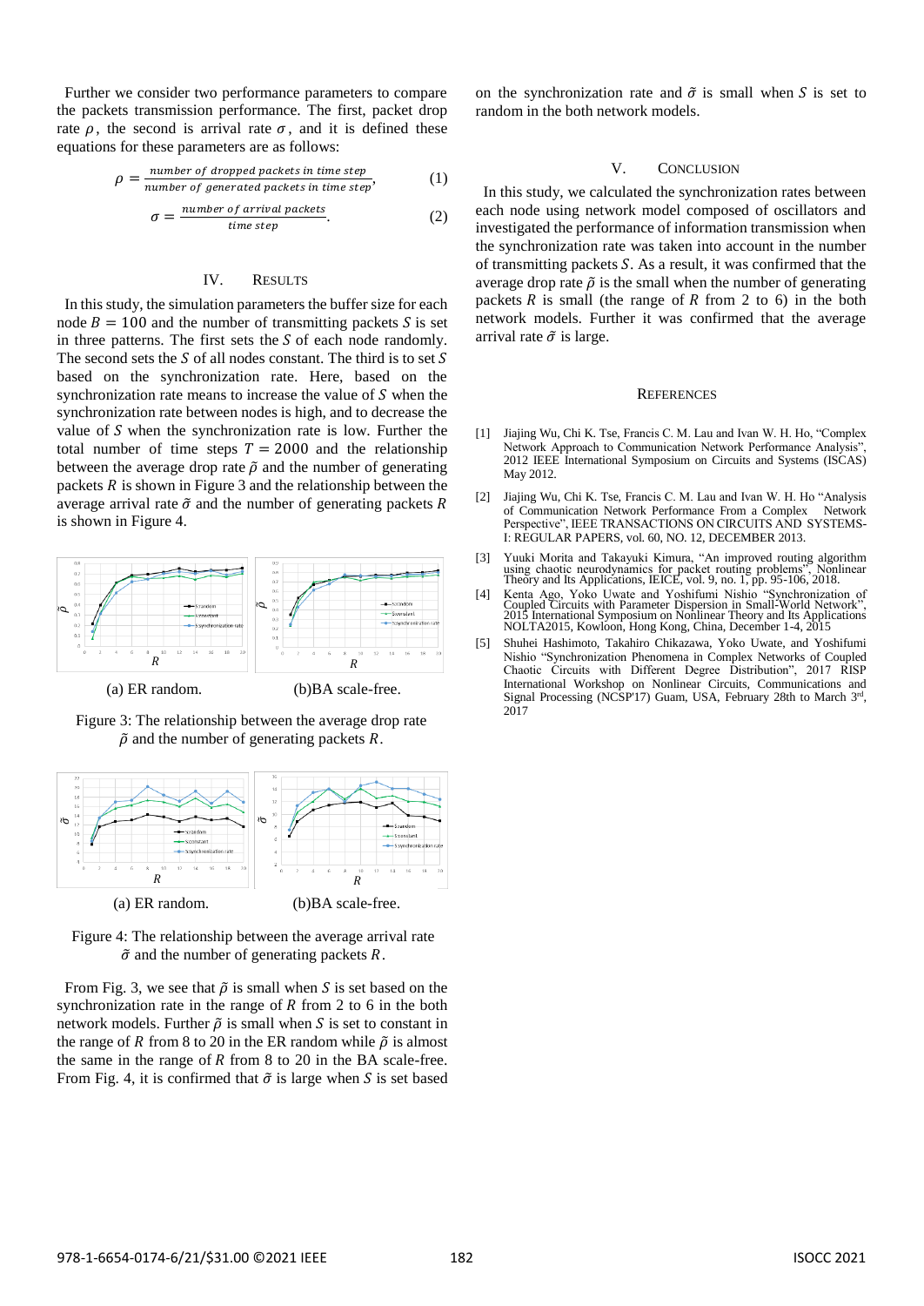Further we consider two performance parameters to compare the packets transmission performance. The first, packet drop rate $\rho$, the second is arrival rate $\sigma$, and it is defined these equations for these parameters are as follows:

$$\rho = \frac{number\ of\ dropped\ packets\ in\ time\ step}{number\ of\ generated\ packets\ in\ time\ step}, \quad (1)$$

$$\sigma = \frac{number\ of\ arrival\ packets}{time\ step}. \quad (2)$$

## IV. RESULTS

In this study, the simulation parameters the buffer size for each node $B = 100$ and the number of transmitting packets $S$ is set in three patterns. The first sets the $S$ of each node randomly. The second sets the $S$ of all nodes constant. The third is to set $S$ based on the synchronization rate. Here, based on the synchronization rate means to increase the value of $S$ when the synchronization rate between nodes is high, and to decrease the value of $S$ when the synchronization rate is low. Further the total number of time steps $T = 2000$ and the relationship between the average drop rate $\tilde{\rho}$ and the number of generating packets $R$ is shown in Figure 3 and the relationship between the average arrival rate $\tilde{\sigma}$ and the number of generating packets $R$ is shown in Figure 4.

(a) ER random. (b)BA scale-free.

Figure 3: The relationship between the average drop rate $\tilde{\rho}$ and the number of generating packets $R$.

(a) ER random. (b)BA scale-free.

Figure 4: The relationship between the average arrival rate $\tilde{\sigma}$ and the number of generating packets $R$.

From Fig. 3, we see that $\tilde{\rho}$ is small when $S$ is set based on the synchronization rate in the range of $R$ from 2 to 6 in the both network models. Further $\tilde{\rho}$ is small when $S$ is set to constant in the range of $R$ from 8 to 20 in the ER random while $\tilde{\rho}$ is almost the same in the range of $R$ from 8 to 20 in the BA scale-free. From Fig. 4, it is confirmed that $\tilde{\sigma}$ is large when $S$ is set based on the synchronization rate and $\tilde{\sigma}$ is small when $S$ is set to random in the both network models.

## V. CONCLUSION

In this study, we calculated the synchronization rates between each node using network model composed of oscillators and investigated the performance of information transmission when the synchronization rate was taken into account in the number of transmitting packets $S$. As a result, it was confirmed that the average drop rate $\tilde{\rho}$ is the small when the number of generating packets $R$ is small (the range of $R$ from 2 to 6) in the both network models. Further it was confirmed that the average arrival rate $\tilde{\sigma}$ is large.

## REFERENCES

[1] Jiajing Wu, Chi K. Tse, Francis C. M. Lau and Ivan W. H. Ho, "Complex Network Approach to Communication Network Performance Analysis", 2012 IEEE International Symposium on Circuits and Systems (ISCAS) May 2012.

[2] Jiajing Wu, Chi K. Tse, Francis C. M. Lau and Ivan W. H. Ho "Analysis of Communication Network Performance From a Complex Network Perspective", IEEE TRANSACTIONS ON CIRCUITS AND SYSTEMS-I: REGULAR PAPERS, vol. 60, NO. 12, DECEMBER 2013.

[3] Yuuki Morita and Takayuki Kimura, "An improved routing algorithm using chaotic neurodynamics for packet routing problems", Nonlinear Theory and Its Applications, IEICE, vol. 9, no. 1, pp. 95-106, 2018.

[4] Kenta Ago, Yoko Uwate and Yoshifumi Nishio "Synchronization of Coupled Circuits with Parameter Dispersion in Small-World Network", 2015 International Symposium on Nonlinear Theory and Its Applications NOLTA2015, Kowloon, Hong Kong, China, December 1-4, 2015

[5] Shuhei Hashimoto, Takahiro Chikazawa, Yoko Uwate, and Yoshifumi Nishio "Synchronization Phenomena in Complex Networks of Coupled Chaotic Circuits with Different Degree Distribution", 2017 RISP International Workshop on Nonlinear Circuits, Communications and Signal Processing (NCSP'17) Guam, USA, February 28th to March 3rd, 2017